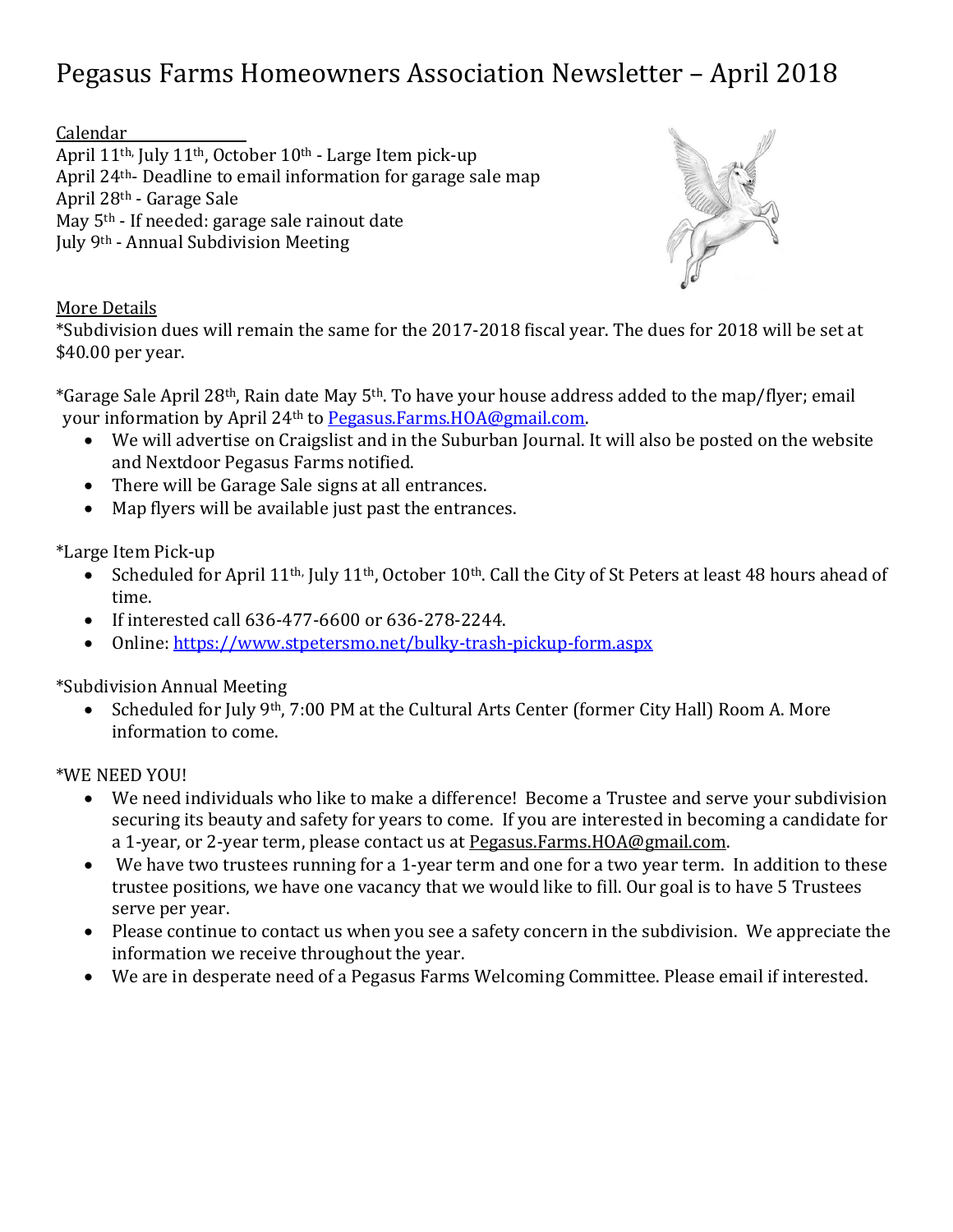# Pegasus Farms Homeowners Association Newsletter – April 2018

Calendar

April 11th, July 11th, October 10th - Large Item pick-up
April 24th- Deadline to email information for garage sale map
April 28th - Garage Sale
May 5th - If needed: garage sale rainout date
July 9th - Annual Subdivision Meeting

More Details

*Subdivision dues will remain the same for the 2017-2018 fiscal year. The dues for 2018 will be set at $40.00 per year.

*Garage Sale April 28th, Rain date May 5th. To have your house address added to the map/flyer; email your information by April 24th to Pegasus.Farms.HOA@gmail.com.

- We will advertise on Craigslist and in the Suburban Journal. It will also be posted on the website and Nextdoor Pegasus Farms notified.
- There will be Garage Sale signs at all entrances.
- Map flyers will be available just past the entrances.

*Large Item Pick-up

- Scheduled for April 11th, July 11th, October 10th. Call the City of St Peters at least 48 hours ahead of time.
- If interested call 636-477-6600 or 636-278-2244.
- Online: https://www.stpetersmo.net/bulky-trash-pickup-form.aspx

*Subdivision Annual Meeting

- Scheduled for July 9th, 7:00 PM at the Cultural Arts Center (former City Hall) Room A. More information to come.

*WE NEED YOU!

- We need individuals who like to make a difference! Become a Trustee and serve your subdivision securing its beauty and safety for years to come. If you are interested in becoming a candidate for a 1-year, or 2-year term, please contact us at Pegasus.Farms.HOA@gmail.com.
- We have two trustees running for a 1-year term and one for a two year term. In addition to these trustee positions, we have one vacancy that we would like to fill. Our goal is to have 5 Trustees serve per year.
- Please continue to contact us when you see a safety concern in the subdivision. We appreciate the information we receive throughout the year.
- We are in desperate need of a Pegasus Farms Welcoming Committee. Please email if interested.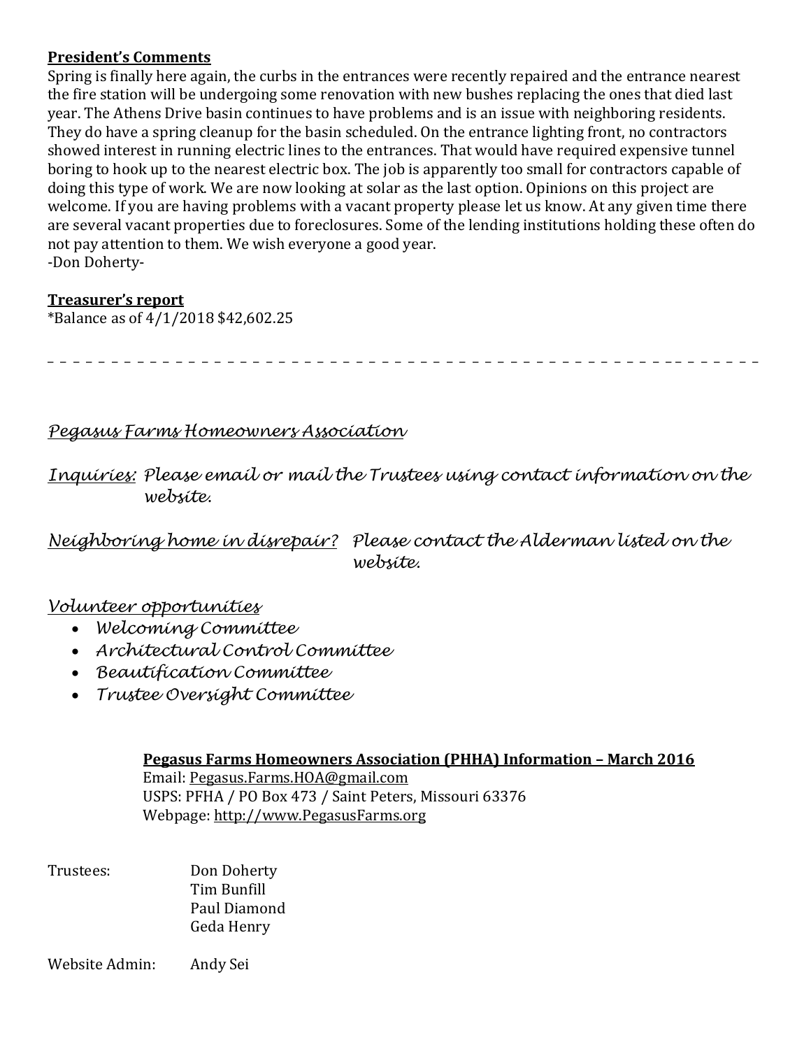**President's Comments**

Spring is finally here again, the curbs in the entrances were recently repaired and the entrance nearest the fire station will be undergoing some renovation with new bushes replacing the ones that died last year. The Athens Drive basin continues to have problems and is an issue with neighboring residents. They do have a spring cleanup for the basin scheduled. On the entrance lighting front, no contractors showed interest in running electric lines to the entrances. That would have required expensive tunnel boring to hook up to the nearest electric box. The job is apparently too small for contractors capable of doing this type of work. We are now looking at solar as the last option. Opinions on this project are welcome. If you are having problems with a vacant property please let us know. At any given time there are several vacant properties due to foreclosures. Some of the lending institutions holding these often do not pay attention to them. We wish everyone a good year.

-Don Doherty-

**Treasurer's report**

*Balance as of 4/1/2018 $42,602.25

---

*Pegasus Farms Homeowners Association*

*Inquiries:* *Please email or mail the Trustees using contact information on the website.*

*Neighboring home in disrepair?* *Please contact the Alderman listed on the website.*

*Volunteer opportunities*

- *Welcoming Committee*
- *Architectural Control Committee*
- *Beautification Committee*
- *Trustee Oversight Committee*

**Pegasus Farms Homeowners Association (PHHA) Information – March 2016**

Email: Pegasus.Farms.HOA@gmail.com

USPS: PFHA / PO Box 473 / Saint Peters, Missouri 63376

Webpage: http://www.PegasusFarms.org

Trustees: Don Doherty
Tim Bunfill
Paul Diamond
Geda Henry

Website Admin: Andy Sei